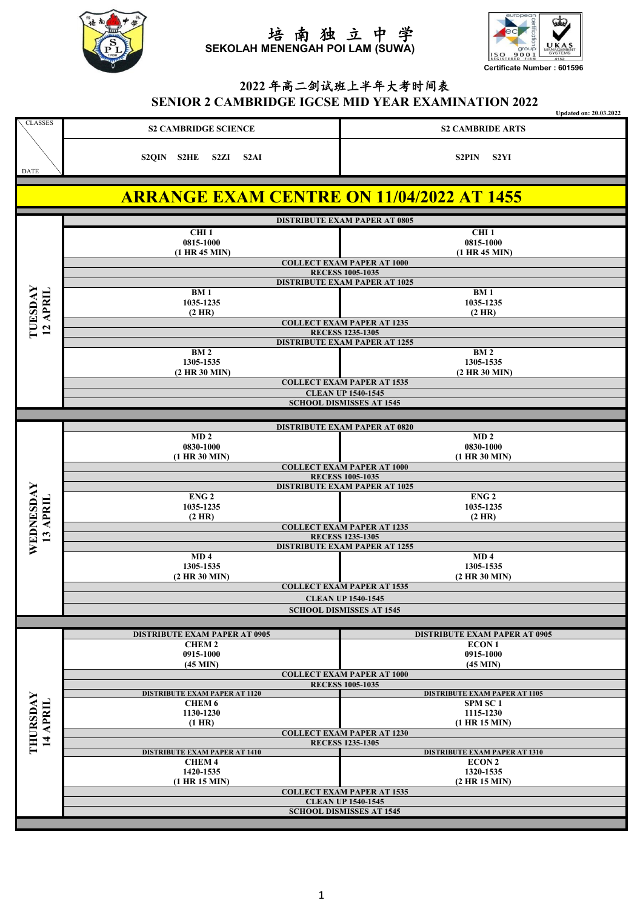# 培南独立中学
## SEKOLAH MENENGAH POI LAM (SUWA)

Certificate Number : 601596

## 2022 年高二剑试班上半年大考时间表
## SENIOR 2 CAMBRIDGE IGCSE MID YEAR EXAMINATION 2022

Updated on: 20.03.2022

| CLASSES / DATE | S2 CAMBRIDGE SCIENCE<br>S2QIN S2HE S2ZI S2AI | S2 CAMBRIDE ARTS<br>S2PIN S2YI |
|---|---|---|
| **ARRANGE EXAM CENTRE ON 11/04/2022 AT 1455** | | |
| **TUESDAY 12 APRIL** | DISTRIBUTE EXAM PAPER AT 0805 | |
| | CHI 1<br>0815-1000<br>(1 HR 45 MIN) | CHI 1<br>0815-1000<br>(1 HR 45 MIN) |
| | COLLECT EXAM PAPER AT 1000 | |
| | RECESS 1005-1035 | |
| | DISTRIBUTE EXAM PAPER AT 1025 | |
| | BM 1<br>1035-1235<br>(2 HR) | BM 1<br>1035-1235<br>(2 HR) |
| | COLLECT EXAM PAPER AT 1235 | |
| | RECESS 1235-1305 | |
| | DISTRIBUTE EXAM PAPER AT 1255 | |
| | BM 2<br>1305-1535<br>(2 HR 30 MIN) | BM 2<br>1305-1535<br>(2 HR 30 MIN) |
| | COLLECT EXAM PAPER AT 1535 | |
| | CLEAN UP 1540-1545 | |
| | SCHOOL DISMISSES AT 1545 | |
| **WEDNESDAY 13 APRIL** | DISTRIBUTE EXAM PAPER AT 0820 | |
| | MD 2<br>0830-1000<br>(1 HR 30 MIN) | MD 2<br>0830-1000<br>(1 HR 30 MIN) |
| | COLLECT EXAM PAPER AT 1000 | |
| | RECESS 1005-1035 | |
| | DISTRIBUTE EXAM PAPER AT 1025 | |
| | ENG 2<br>1035-1235<br>(2 HR) | ENG 2<br>1035-1235<br>(2 HR) |
| | COLLECT EXAM PAPER AT 1235 | |
| | RECESS 1235-1305 | |
| | DISTRIBUTE EXAM PAPER AT 1255 | |
| | MD 4<br>1305-1535<br>(2 HR 30 MIN) | MD 4<br>1305-1535<br>(2 HR 30 MIN) |
| | COLLECT EXAM PAPER AT 1535 | |
| | CLEAN UP 1540-1545 | |
| | SCHOOL DISMISSES AT 1545 | |
| **THURSDAY 14 APRIL** | DISTRIBUTE EXAM PAPER AT 0905 | DISTRIBUTE EXAM PAPER AT 0905 |
| | CHEM 2<br>0915-1000<br>(45 MIN) | ECON 1<br>0915-1000<br>(45 MIN) |
| | COLLECT EXAM PAPER AT 1000 | |
| | RECESS 1005-1035 | |
| | DISTRIBUTE EXAM PAPER AT 1120 | DISTRIBUTE EXAM PAPER AT 1105 |
| | CHEM 6<br>1130-1230<br>(1 HR) | SPM SC 1<br>1115-1230<br>(1 HR 15 MIN) |
| | COLLECT EXAM PAPER AT 1230 | |
| | RECESS 1235-1305 | |
| | DISTRIBUTE EXAM PAPER AT 1410 | DISTRIBUTE EXAM PAPER AT 1310 |
| | CHEM 4<br>1420-1535<br>(1 HR 15 MIN) | ECON 2<br>1320-1535<br>(2 HR 15 MIN) |
| | COLLECT EXAM PAPER AT 1535 | |
| | CLEAN UP 1540-1545 | |
| | SCHOOL DISMISSES AT 1545 | |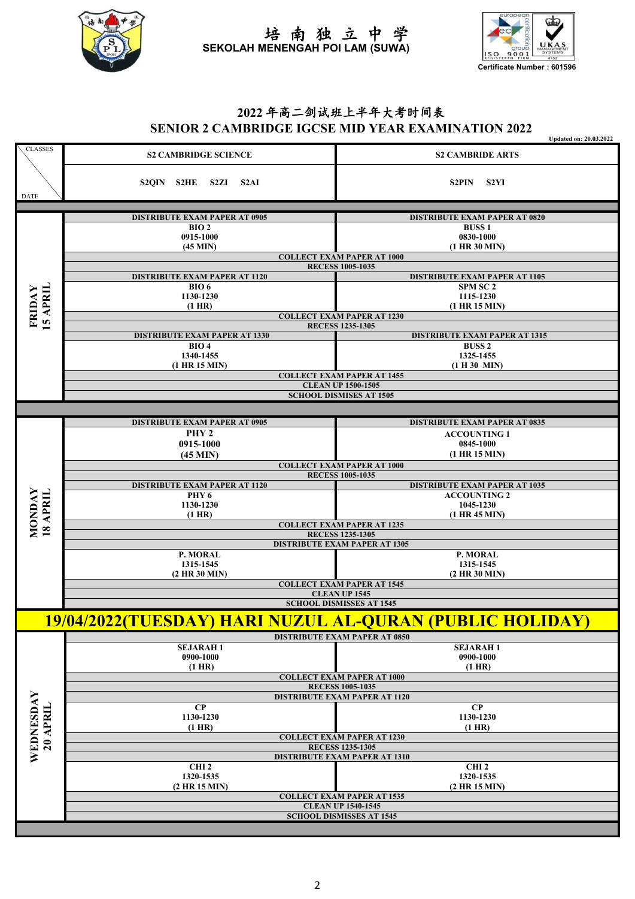培南独立中学
**SEKOLAH MENENGAH POI LAM (SUWA)**

Certificate Number : 601596

## 2022 年高二剑试班上半年大考时间表
## SENIOR 2 CAMBRIDGE IGCSE MID YEAR EXAMINATION 2022

Updated on: 20.03.2022

| DATE \ CLASSES | S2 CAMBRIDGE SCIENCE | S2 CAMBRIDE ARTS |
|---|---|---|
| | S2QIN S2HE S2ZI S2AI | S2PIN S2YI |
| **FRIDAY 15 APRIL** | DISTRIBUTE EXAM PAPER AT 0905 | DISTRIBUTE EXAM PAPER AT 0820 |
| | BIO 2<br>0915-1000<br>(45 MIN) | BUSS 1<br>0830-1000<br>(1 HR 30 MIN) |
| | COLLECT EXAM PAPER AT 1000 | |
| | RECESS 1005-1035 | |
| | DISTRIBUTE EXAM PAPER AT 1120 | DISTRIBUTE EXAM PAPER AT 1105 |
| | BIO 6<br>1130-1230<br>(1 HR) | SPM SC 2<br>1115-1230<br>(1 HR 15 MIN) |
| | COLLECT EXAM PAPER AT 1230 | |
| | RECESS 1235-1305 | |
| | DISTRIBUTE EXAM PAPER AT 1330 | DISTRIBUTE EXAM PAPER AT 1315 |
| | BIO 4<br>1340-1455<br>(1 HR 15 MIN) | BUSS 2<br>1325-1455<br>(1 H 30 MIN) |
| | COLLECT EXAM PAPER AT 1455 | |
| | CLEAN UP 1500-1505 | |
| | SCHOOL DISMISES AT 1505 | |
| **MONDAY 18 APRIL** | DISTRIBUTE EXAM PAPER AT 0905 | DISTRIBUTE EXAM PAPER AT 0835 |
| | PHY 2<br>0915-1000<br>(45 MIN) | ACCOUNTING 1<br>0845-1000<br>(1 HR 15 MIN) |
| | COLLECT EXAM PAPER AT 1000 | |
| | RECESS 1005-1035 | |
| | DISTRIBUTE EXAM PAPER AT 1120 | DISTRIBUTE EXAM PAPER AT 1035 |
| | PHY 6<br>1130-1230<br>(1 HR) | ACCOUNTING 2<br>1045-1230<br>(1 HR 45 MIN) |
| | COLLECT EXAM PAPER AT 1235 | |
| | RECESS 1235-1305 | |
| | DISTRIBUTE EXAM PAPER AT 1305 | |
| | P. MORAL<br>1315-1545<br>(2 HR 30 MIN) | P. MORAL<br>1315-1545<br>(2 HR 30 MIN) |
| | COLLECT EXAM PAPER AT 1545 | |
| | CLEAN UP 1545 | |
| | SCHOOL DISMISSES AT 1545 | |
| **19/04/2022(TUESDAY) HARI NUZUL AL-QURAN (PUBLIC HOLIDAY)** | | |
| **WEDNESDAY 20 APRIL** | DISTRIBUTE EXAM PAPER AT 0850 | |
| | SEJARAH 1<br>0900-1000<br>(1 HR) | SEJARAH 1<br>0900-1000<br>(1 HR) |
| | COLLECT EXAM PAPER AT 1000 | |
| | RECESS 1005-1035 | |
| | DISTRIBUTE EXAM PAPER AT 1120 | |
| | CP<br>1130-1230<br>(1 HR) | CP<br>1130-1230<br>(1 HR) |
| | COLLECT EXAM PAPER AT 1230 | |
| | RECESS 1235-1305 | |
| | DISTRIBUTE EXAM PAPER AT 1310 | |
| | CHI 2<br>1320-1535<br>(2 HR 15 MIN) | CHI 2<br>1320-1535<br>(2 HR 15 MIN) |
| | COLLECT EXAM PAPER AT 1535 | |
| | CLEAN UP 1540-1545 | |
| | SCHOOL DISMISSES AT 1545 | |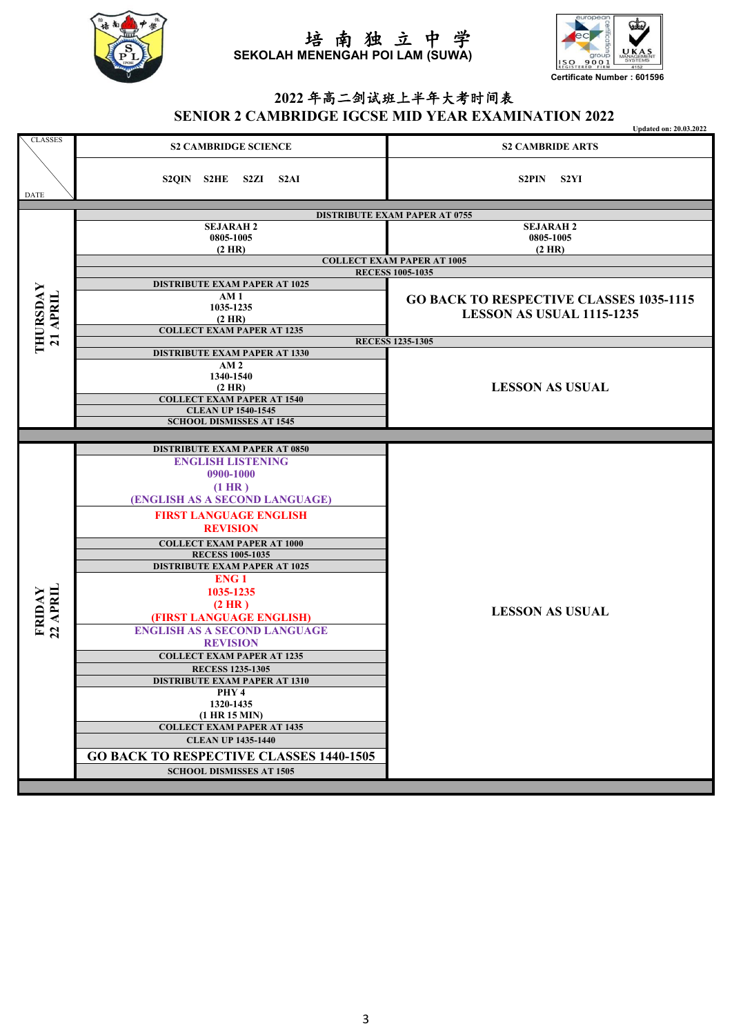培南独立中学
SEKOLAH MENENGAH POI LAM (SUWA)

Certificate Number : 601596

# 2022 年高二剑试班上半年大考时间表

# SENIOR 2 CAMBRIDGE IGCSE MID YEAR EXAMINATION 2022

Updated on: 20.03.2022

| DATE \ CLASSES | S2 CAMBRIDGE SCIENCE<br>S2QIN S2HE S2ZI S2AI | S2 CAMBRIDE ARTS<br>S2PIN S2YI |
|---|---|---|
| THURSDAY 21 APRIL | DISTRIBUTE EXAM PAPER AT 0755 | DISTRIBUTE EXAM PAPER AT 0755 |
| | SEJARAH 2<br>0805-1005<br>(2 HR) | SEJARAH 2<br>0805-1005<br>(2 HR) |
| | COLLECT EXAM PAPER AT 1005 | COLLECT EXAM PAPER AT 1005 |
| | RECESS 1005-1035 | RECESS 1005-1035 |
| | DISTRIBUTE EXAM PAPER AT 1025<br>AM 1<br>1035-1235<br>(2 HR)<br>COLLECT EXAM PAPER AT 1235 | GO BACK TO RESPECTIVE CLASSES 1035-1115<br>LESSON AS USUAL 1115-1235 |
| | RECESS 1235-1305 | RECESS 1235-1305 |
| | DISTRIBUTE EXAM PAPER AT 1330<br>AM 2<br>1340-1540<br>(2 HR)<br>COLLECT EXAM PAPER AT 1540<br>CLEAN UP 1540-1545<br>SCHOOL DISMISSES AT 1545 | LESSON AS USUAL |
| FRIDAY 22 APRIL | DISTRIBUTE EXAM PAPER AT 0850<br>ENGLISH LISTENING<br>0900-1000<br>(1 HR )<br>(ENGLISH AS A SECOND LANGUAGE)<br>FIRST LANGUAGE ENGLISH<br>REVISION<br>COLLECT EXAM PAPER AT 1000<br>RECESS 1005-1035<br>DISTRIBUTE EXAM PAPER AT 1025<br>ENG 1<br>1035-1235<br>(2 HR )<br>(FIRST LANGUAGE ENGLISH)<br>ENGLISH AS A SECOND LANGUAGE<br>REVISION<br>COLLECT EXAM PAPER AT 1235<br>RECESS 1235-1305<br>DISTRIBUTE EXAM PAPER AT 1310<br>PHY 4<br>1320-1435<br>(1 HR 15 MIN)<br>COLLECT EXAM PAPER AT 1435<br>CLEAN UP 1435-1440<br>GO BACK TO RESPECTIVE CLASSES 1440-1505<br>SCHOOL DISMISSES AT 1505 | LESSON AS USUAL |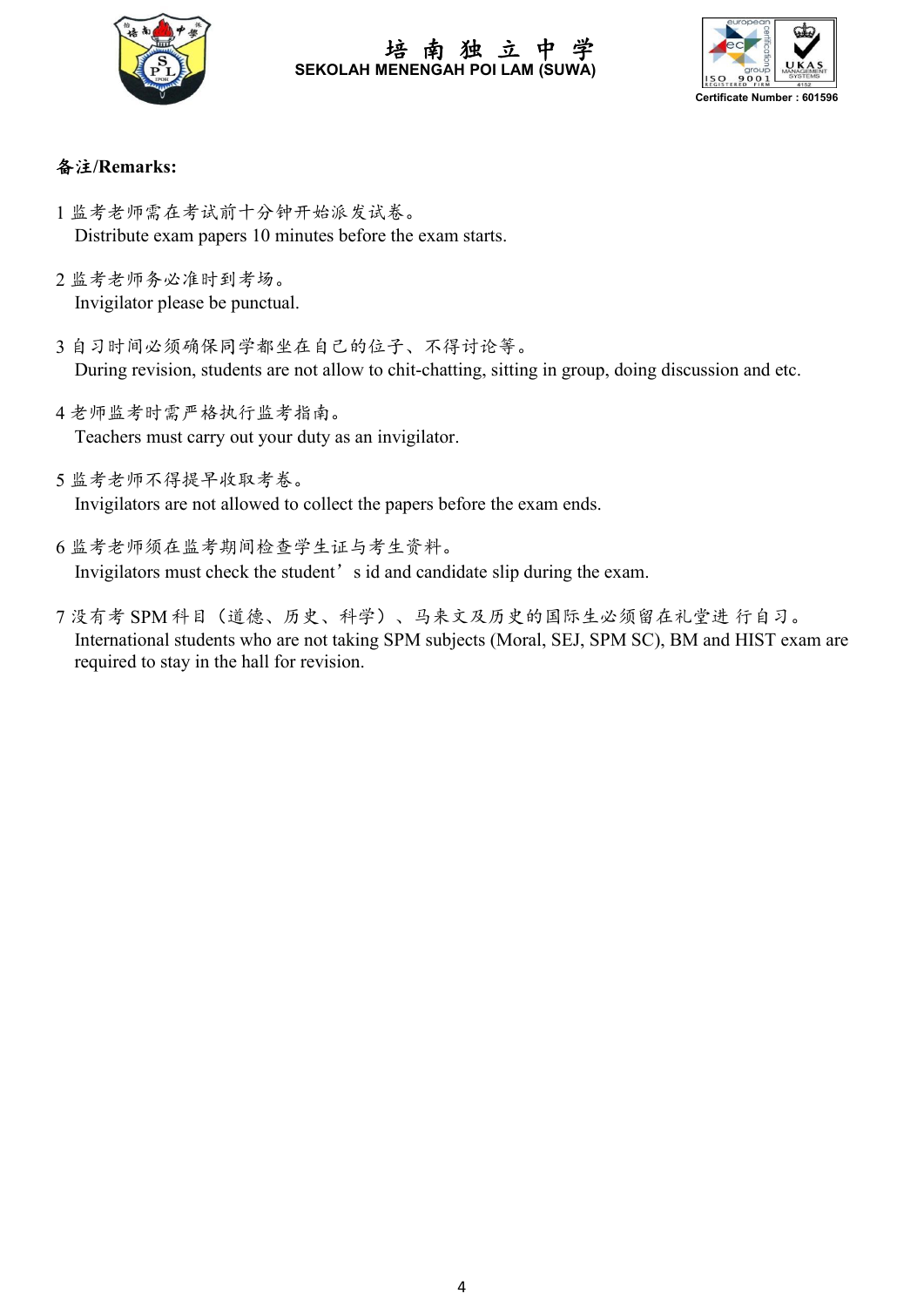**备注/Remarks:**

1 监考老师需在考试前十分钟开始派发试卷。
Distribute exam papers 10 minutes before the exam starts.

2 监考老师务必准时到考场。
Invigilator please be punctual.

3 自习时间必须确保同学都坐在自己的位子、不得讨论等。
During revision, students are not allow to chit-chatting, sitting in group, doing discussion and etc.

4 老师监考时需严格执行监考指南。
Teachers must carry out your duty as an invigilator.

5 监考老师不得提早收取考卷。
Invigilators are not allowed to collect the papers before the exam ends.

6 监考老师须在监考期间检查学生证与考生资料。
Invigilators must check the student’s id and candidate slip during the exam.

7 没有考 SPM 科目（道德、历史、科学）、马来文及历史的国际生必须留在礼堂进 行自习。
International students who are not taking SPM subjects (Moral, SEJ, SPM SC), BM and HIST exam are required to stay in the hall for revision.